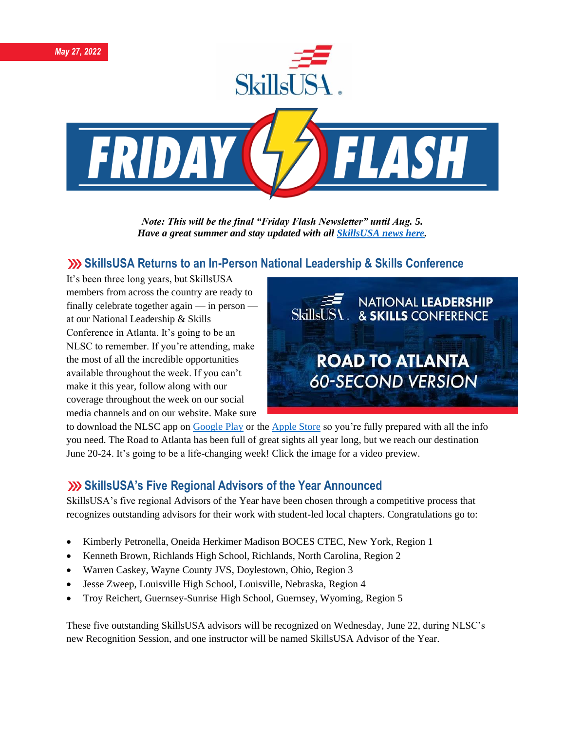May 27, 2022

# FRIDAY FLASH

***Note: This will be the final "Friday Flash Newsletter" until Aug. 5. Have a great summer and stay updated with all [SkillsUSA news here](#).***

## SkillsUSA Returns to an In-Person National Leadership & Skills Conference

It's been three long years, but SkillsUSA members from across the country are ready to finally celebrate together again — in person — at our National Leadership & Skills Conference in Atlanta. It's going to be an NLSC to remember. If you're attending, make the most of all the incredible opportunities available throughout the week. If you can't make it this year, follow along with our coverage throughout the week on our social media channels and on our website. Make sure to download the NLSC app on [Google Play](#) or the [Apple Store](#) so you're fully prepared with all the info you need. The Road to Atlanta has been full of great sights all year long, but we reach our destination June 20-24. It's going to be a life-changing week! Click the image for a video preview.

## SkillsUSA's Five Regional Advisors of the Year Announced

SkillsUSA's five regional Advisors of the Year have been chosen through a competitive process that recognizes outstanding advisors for their work with student-led local chapters. Congratulations go to:

- Kimberly Petronella, Oneida Herkimer Madison BOCES CTEC, New York, Region 1
- Kenneth Brown, Richlands High School, Richlands, North Carolina, Region 2
- Warren Caskey, Wayne County JVS, Doylestown, Ohio, Region 3
- Jesse Zweep, Louisville High School, Louisville, Nebraska, Region 4
- Troy Reichert, Guernsey-Sunrise High School, Guernsey, Wyoming, Region 5

These five outstanding SkillsUSA advisors will be recognized on Wednesday, June 22, during NLSC's new Recognition Session, and one instructor will be named SkillsUSA Advisor of the Year.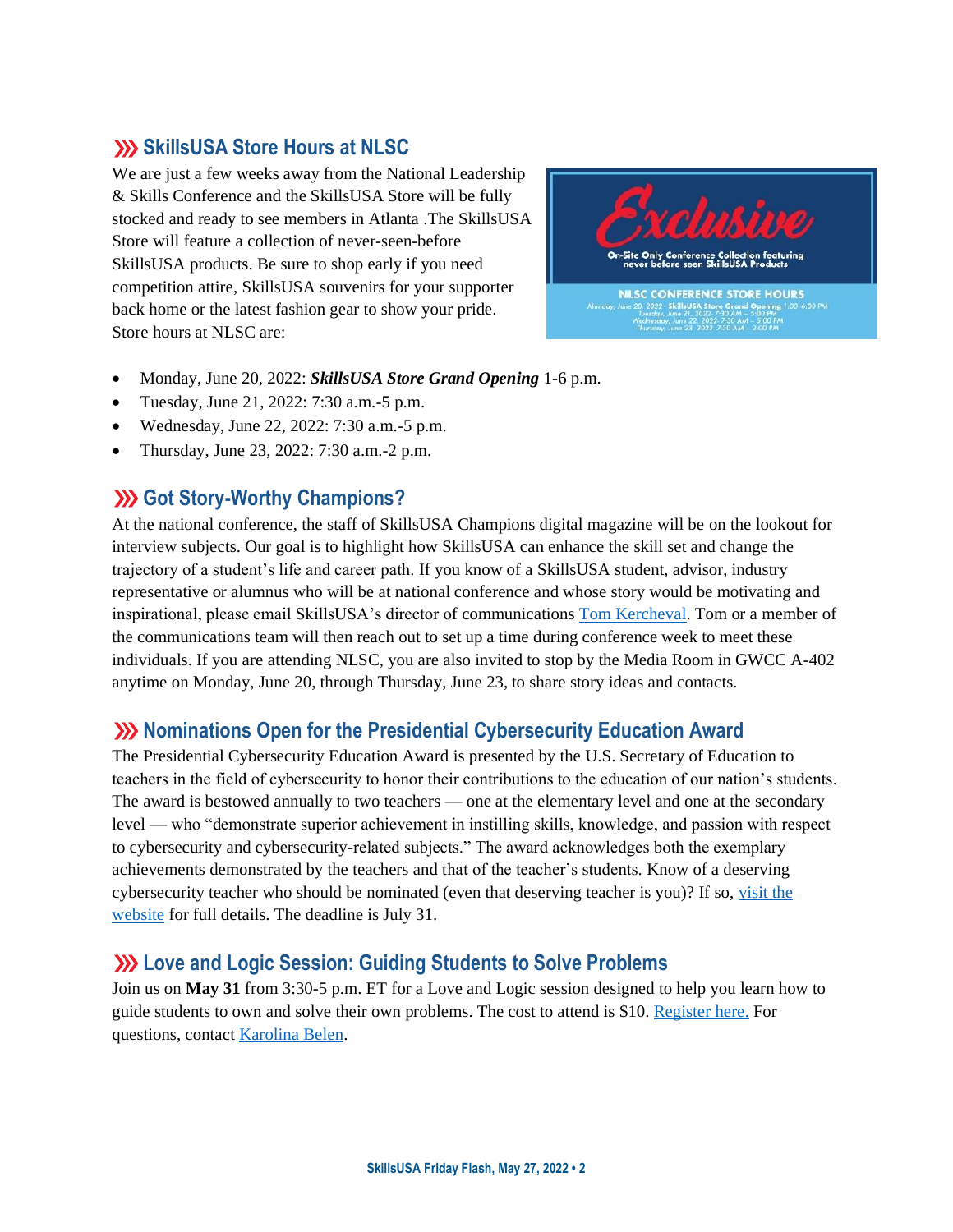## SkillsUSA Store Hours at NLSC

We are just a few weeks away from the National Leadership & Skills Conference and the SkillsUSA Store will be fully stocked and ready to see members in Atlanta .The SkillsUSA Store will feature a collection of never-seen-before SkillsUSA products. Be sure to shop early if you need competition attire, SkillsUSA souvenirs for your supporter back home or the latest fashion gear to show your pride. Store hours at NLSC are:

- Monday, June 20, 2022: ***SkillsUSA Store Grand Opening*** 1-6 p.m.
- Tuesday, June 21, 2022: 7:30 a.m.-5 p.m.
- Wednesday, June 22, 2022: 7:30 a.m.-5 p.m.
- Thursday, June 23, 2022: 7:30 a.m.-2 p.m.

## Got Story-Worthy Champions?

At the national conference, the staff of SkillsUSA Champions digital magazine will be on the lookout for interview subjects. Our goal is to highlight how SkillsUSA can enhance the skill set and change the trajectory of a student's life and career path. If you know of a SkillsUSA student, advisor, industry representative or alumnus who will be at national conference and whose story would be motivating and inspirational, please email SkillsUSA's director of communications Tom Kercheval. Tom or a member of the communications team will then reach out to set up a time during conference week to meet these individuals. If you are attending NLSC, you are also invited to stop by the Media Room in GWCC A-402 anytime on Monday, June 20, through Thursday, June 23, to share story ideas and contacts.

## Nominations Open for the Presidential Cybersecurity Education Award

The Presidential Cybersecurity Education Award is presented by the U.S. Secretary of Education to teachers in the field of cybersecurity to honor their contributions to the education of our nation's students. The award is bestowed annually to two teachers — one at the elementary level and one at the secondary level — who "demonstrate superior achievement in instilling skills, knowledge, and passion with respect to cybersecurity and cybersecurity-related subjects." The award acknowledges both the exemplary achievements demonstrated by the teachers and that of the teacher's students. Know of a deserving cybersecurity teacher who should be nominated (even that deserving teacher is you)? If so, visit the website for full details. The deadline is July 31.

## Love and Logic Session: Guiding Students to Solve Problems

Join us on **May 31** from 3:30-5 p.m. ET for a Love and Logic session designed to help you learn how to guide students to own and solve their own problems. The cost to attend is $10. Register here. For questions, contact Karolina Belen.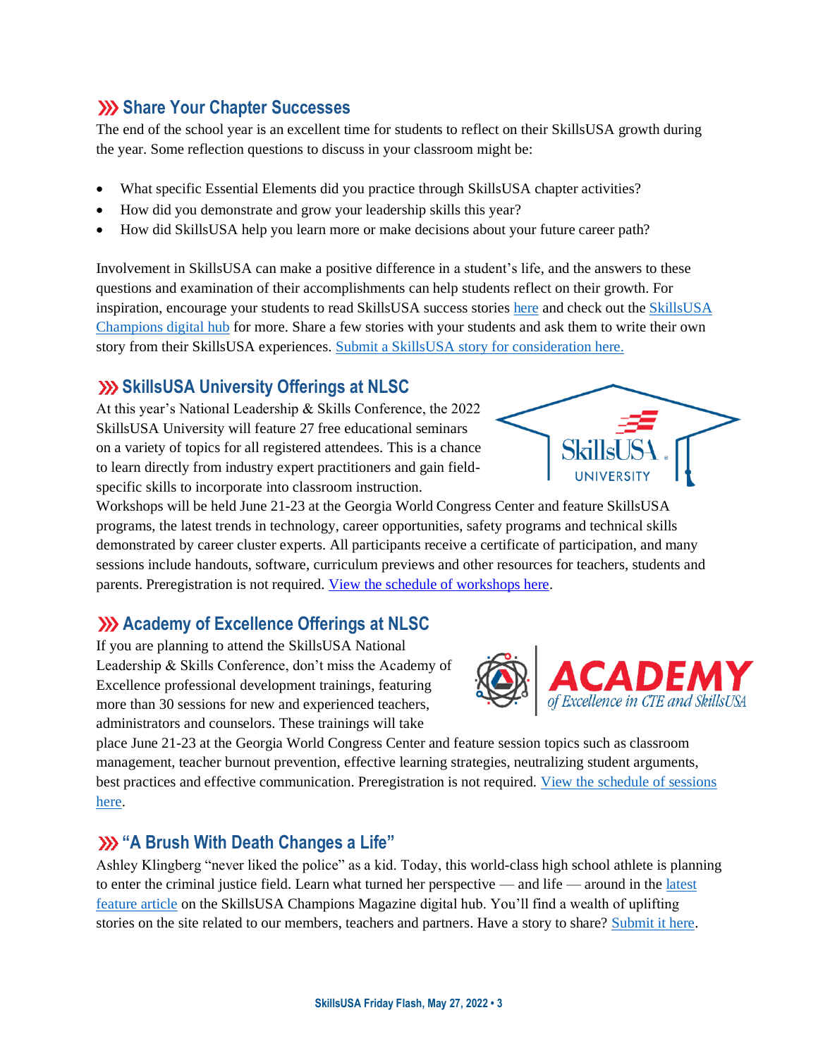## Share Your Chapter Successes

The end of the school year is an excellent time for students to reflect on their SkillsUSA growth during the year. Some reflection questions to discuss in your classroom might be:

- What specific Essential Elements did you practice through SkillsUSA chapter activities?
- How did you demonstrate and grow your leadership skills this year?
- How did SkillsUSA help you learn more or make decisions about your future career path?

Involvement in SkillsUSA can make a positive difference in a student's life, and the answers to these questions and examination of their accomplishments can help students reflect on their growth. For inspiration, encourage your students to read SkillsUSA success stories here and check out the SkillsUSA Champions digital hub for more. Share a few stories with your students and ask them to write their own story from their SkillsUSA experiences. Submit a SkillsUSA story for consideration here.

## SkillsUSA University Offerings at NLSC

At this year's National Leadership & Skills Conference, the 2022 SkillsUSA University will feature 27 free educational seminars on a variety of topics for all registered attendees. This is a chance to learn directly from industry expert practitioners and gain field-specific skills to incorporate into classroom instruction. Workshops will be held June 21-23 at the Georgia World Congress Center and feature SkillsUSA programs, the latest trends in technology, career opportunities, safety programs and technical skills demonstrated by career cluster experts. All participants receive a certificate of participation, and many sessions include handouts, software, curriculum previews and other resources for teachers, students and parents. Preregistration is not required. View the schedule of workshops here.

## Academy of Excellence Offerings at NLSC

If you are planning to attend the SkillsUSA National Leadership & Skills Conference, don't miss the Academy of Excellence professional development trainings, featuring more than 30 sessions for new and experienced teachers, administrators and counselors. These trainings will take place June 21-23 at the Georgia World Congress Center and feature session topics such as classroom management, teacher burnout prevention, effective learning strategies, neutralizing student arguments, best practices and effective communication. Preregistration is not required. View the schedule of sessions here.

## "A Brush With Death Changes a Life"

Ashley Klingberg "never liked the police" as a kid. Today, this world-class high school athlete is planning to enter the criminal justice field. Learn what turned her perspective — and life — around in the latest feature article on the SkillsUSA Champions Magazine digital hub. You'll find a wealth of uplifting stories on the site related to our members, teachers and partners. Have a story to share? Submit it here.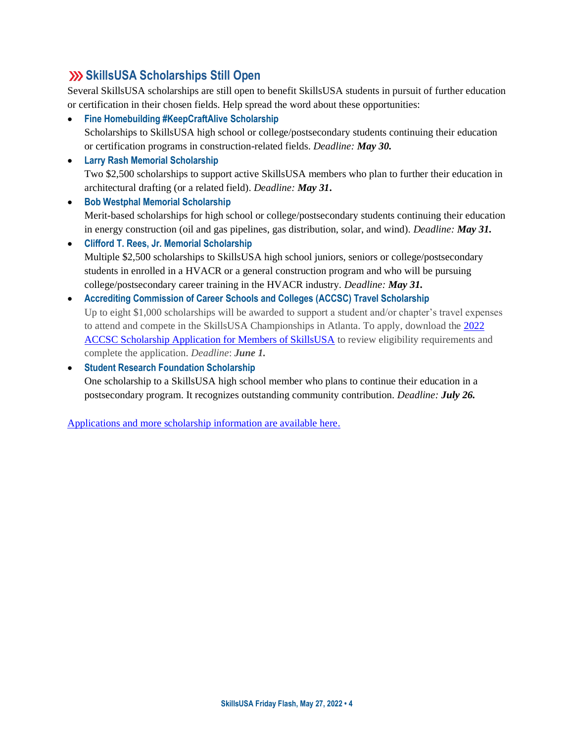## SkillsUSA Scholarships Still Open

Several SkillsUSA scholarships are still open to benefit SkillsUSA students in pursuit of further education or certification in their chosen fields. Help spread the word about these opportunities:

- **Fine Homebuilding #KeepCraftAlive Scholarship**
  Scholarships to SkillsUSA high school or college/postsecondary students continuing their education or certification programs in construction-related fields. *Deadline: **May 30.***
- **Larry Rash Memorial Scholarship**
  Two $2,500 scholarships to support active SkillsUSA members who plan to further their education in architectural drafting (or a related field). *Deadline: **May 31.***
- **Bob Westphal Memorial Scholarship**
  Merit-based scholarships for high school or college/postsecondary students continuing their education in energy construction (oil and gas pipelines, gas distribution, solar, and wind). *Deadline: **May 31.***
- **Clifford T. Rees, Jr. Memorial Scholarship**
  Multiple $2,500 scholarships to SkillsUSA high school juniors, seniors or college/postsecondary students in enrolled in a HVACR or a general construction program and who will be pursuing college/postsecondary career training in the HVACR industry. *Deadline: **May 31.***
- **Accrediting Commission of Career Schools and Colleges (ACCSC) Travel Scholarship**
  Up to eight $1,000 scholarships will be awarded to support a student and/or chapter's travel expenses to attend and compete in the SkillsUSA Championships in Atlanta. To apply, download the 2022 ACCSC Scholarship Application for Members of SkillsUSA to review eligibility requirements and complete the application. *Deadline*: ***June 1.***
- **Student Research Foundation Scholarship**
  One scholarship to a SkillsUSA high school member who plans to continue their education in a postsecondary program. It recognizes outstanding community contribution. *Deadline: **July 26.***

Applications and more scholarship information are available here.